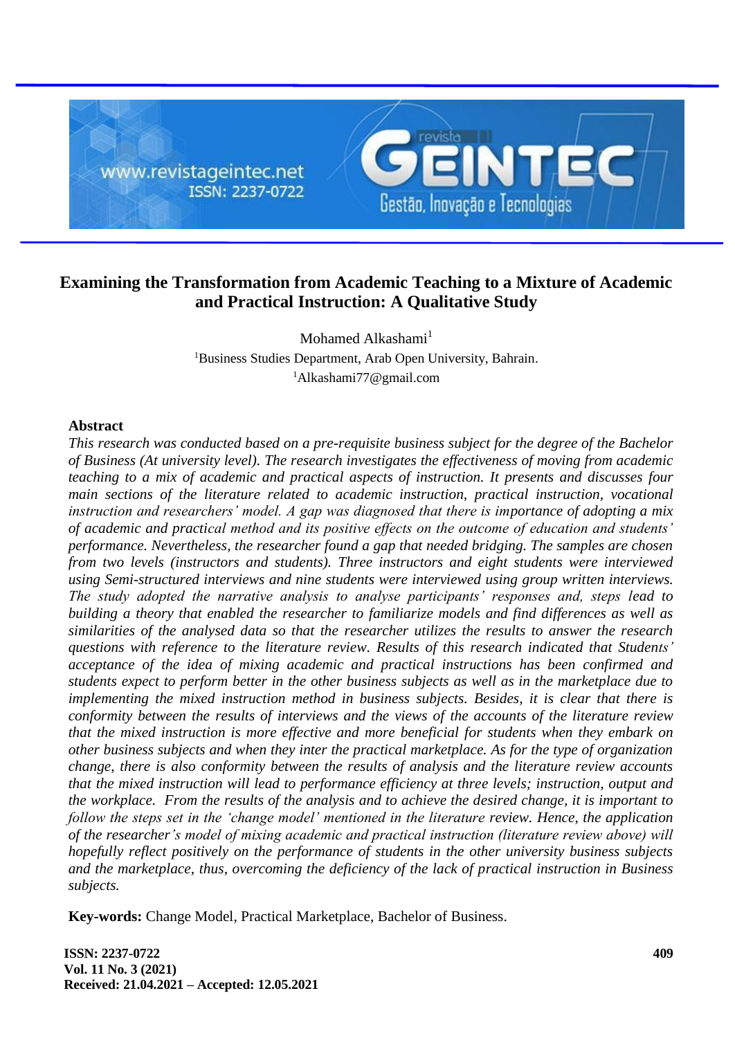# Examining the Transformation from Academic Teaching to a Mixture of Academic and Practical Instruction: A Qualitative Study

Mohamed Alkashami[1]

[1]Business Studies Department, Arab Open University, Bahrain.

[1]Alkashami77@gmail.com

## Abstract

*This research was conducted based on a pre-requisite business subject for the degree of the Bachelor of Business (At university level). The research investigates the effectiveness of moving from academic teaching to a mix of academic and practical aspects of instruction. It presents and discusses four main sections of the literature related to academic instruction, practical instruction, vocational instruction and researchers' model. A gap was diagnosed that there is importance of adopting a mix of academic and practical method and its positive effects on the outcome of education and students' performance. Nevertheless, the researcher found a gap that needed bridging. The samples are chosen from two levels (instructors and students). Three instructors and eight students were interviewed using Semi-structured interviews and nine students were interviewed using group written interviews. The study adopted the narrative analysis to analyse participants' responses and, steps lead to building a theory that enabled the researcher to familiarize models and find differences as well as similarities of the analysed data so that the researcher utilizes the results to answer the research questions with reference to the literature review. Results of this research indicated that Students' acceptance of the idea of mixing academic and practical instructions has been confirmed and students expect to perform better in the other business subjects as well as in the marketplace due to implementing the mixed instruction method in business subjects. Besides, it is clear that there is conformity between the results of interviews and the views of the accounts of the literature review that the mixed instruction is more effective and more beneficial for students when they embark on other business subjects and when they inter the practical marketplace. As for the type of organization change, there is also conformity between the results of analysis and the literature review accounts that the mixed instruction will lead to performance efficiency at three levels; instruction, output and the workplace. From the results of the analysis and to achieve the desired change, it is important to follow the steps set in the 'change model' mentioned in the literature review. Hence, the application of the researcher's model of mixing academic and practical instruction (literature review above) will hopefully reflect positively on the performance of students in the other university business subjects and the marketplace, thus, overcoming the deficiency of the lack of practical instruction in Business subjects.*

**Key-words:** Change Model, Practical Marketplace, Bachelor of Business.

**Received: 21.04.2021 – Accepted: 12.05.2021**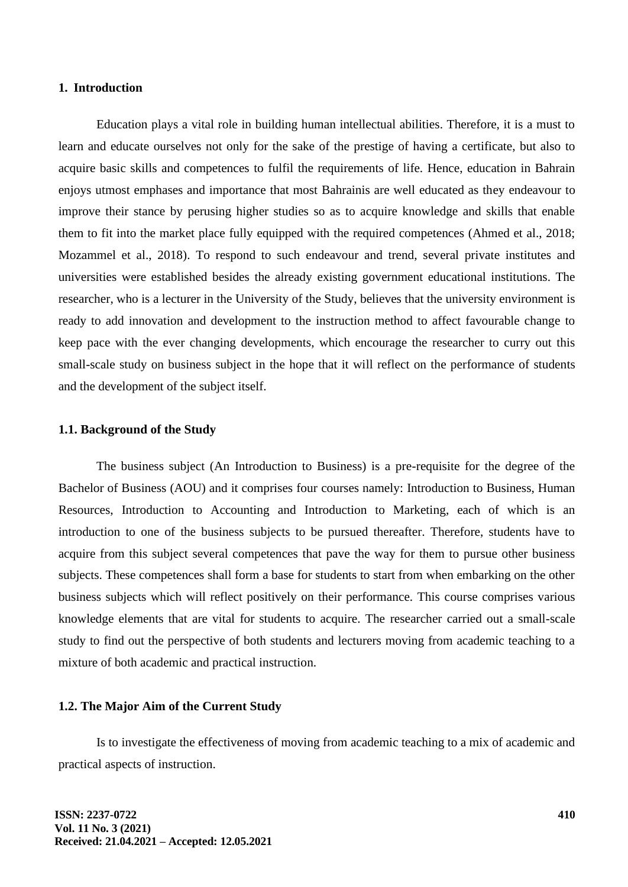## 1. Introduction

Education plays a vital role in building human intellectual abilities. Therefore, it is a must to learn and educate ourselves not only for the sake of the prestige of having a certificate, but also to acquire basic skills and competences to fulfil the requirements of life. Hence, education in Bahrain enjoys utmost emphases and importance that most Bahrainis are well educated as they endeavour to improve their stance by perusing higher studies so as to acquire knowledge and skills that enable them to fit into the market place fully equipped with the required competences (Ahmed et al., 2018; Mozammel et al., 2018). To respond to such endeavour and trend, several private institutes and universities were established besides the already existing government educational institutions. The researcher, who is a lecturer in the University of the Study, believes that the university environment is ready to add innovation and development to the instruction method to affect favourable change to keep pace with the ever changing developments, which encourage the researcher to curry out this small-scale study on business subject in the hope that it will reflect on the performance of students and the development of the subject itself.

### 1.1. Background of the Study

The business subject (An Introduction to Business) is a pre-requisite for the degree of the Bachelor of Business (AOU) and it comprises four courses namely: Introduction to Business, Human Resources, Introduction to Accounting and Introduction to Marketing, each of which is an introduction to one of the business subjects to be pursued thereafter. Therefore, students have to acquire from this subject several competences that pave the way for them to pursue other business subjects. These competences shall form a base for students to start from when embarking on the other business subjects which will reflect positively on their performance. This course comprises various knowledge elements that are vital for students to acquire. The researcher carried out a small-scale study to find out the perspective of both students and lecturers moving from academic teaching to a mixture of both academic and practical instruction.

### 1.2. The Major Aim of the Current Study

Is to investigate the effectiveness of moving from academic teaching to a mix of academic and practical aspects of instruction.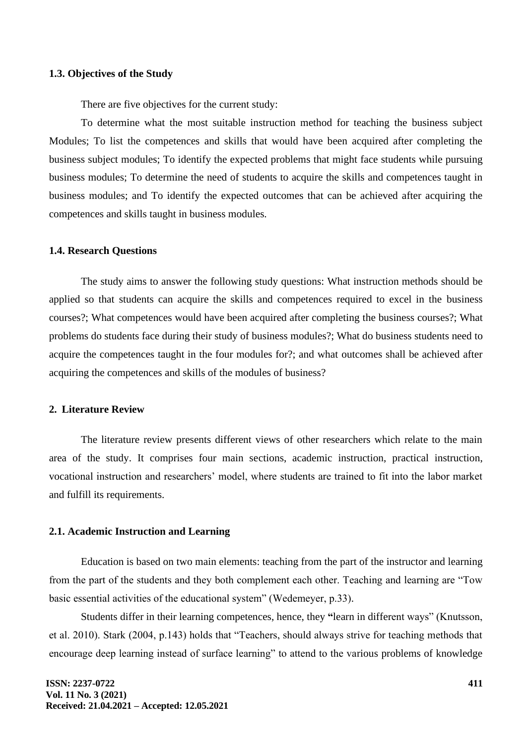### 1.3. Objectives of the Study

There are five objectives for the current study:

To determine what the most suitable instruction method for teaching the business subject Modules; To list the competences and skills that would have been acquired after completing the business subject modules; To identify the expected problems that might face students while pursuing business modules; To determine the need of students to acquire the skills and competences taught in business modules; and To identify the expected outcomes that can be achieved after acquiring the competences and skills taught in business modules.

### 1.4. Research Questions

The study aims to answer the following study questions: What instruction methods should be applied so that students can acquire the skills and competences required to excel in the business courses?; What competences would have been acquired after completing the business courses?; What problems do students face during their study of business modules?; What do business students need to acquire the competences taught in the four modules for?; and what outcomes shall be achieved after acquiring the competences and skills of the modules of business?

## 2. Literature Review

The literature review presents different views of other researchers which relate to the main area of the study. It comprises four main sections, academic instruction, practical instruction, vocational instruction and researchers' model, where students are trained to fit into the labor market and fulfill its requirements.

### 2.1. Academic Instruction and Learning

Education is based on two main elements: teaching from the part of the instructor and learning from the part of the students and they both complement each other. Teaching and learning are "Tow basic essential activities of the educational system" (Wedemeyer, p.33).

Students differ in their learning competences, hence, they "learn in different ways" (Knutsson, et al. 2010). Stark (2004, p.143) holds that "Teachers, should always strive for teaching methods that encourage deep learning instead of surface learning" to attend to the various problems of knowledge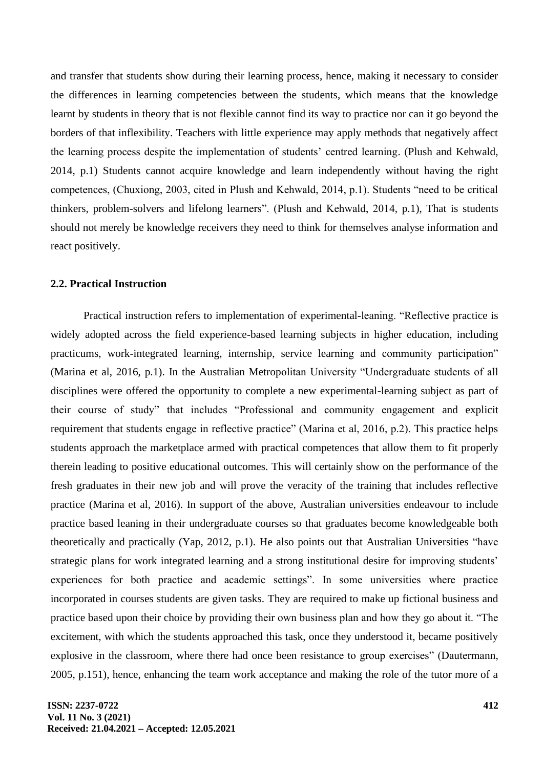and transfer that students show during their learning process, hence, making it necessary to consider the differences in learning competencies between the students, which means that the knowledge learnt by students in theory that is not flexible cannot find its way to practice nor can it go beyond the borders of that inflexibility. Teachers with little experience may apply methods that negatively affect the learning process despite the implementation of students' centred learning. (Plush and Kehwald, 2014, p.1) Students cannot acquire knowledge and learn independently without having the right competences, (Chuxiong, 2003, cited in Plush and Kehwald, 2014, p.1). Students "need to be critical thinkers, problem-solvers and lifelong learners". (Plush and Kehwald, 2014, p.1), That is students should not merely be knowledge receivers they need to think for themselves analyse information and react positively.

### 2.2. Practical Instruction

Practical instruction refers to implementation of experimental-leaning. "Reflective practice is widely adopted across the field experience-based learning subjects in higher education, including practicums, work-integrated learning, internship, service learning and community participation" (Marina et al, 2016, p.1). In the Australian Metropolitan University "Undergraduate students of all disciplines were offered the opportunity to complete a new experimental-learning subject as part of their course of study" that includes "Professional and community engagement and explicit requirement that students engage in reflective practice" (Marina et al, 2016, p.2). This practice helps students approach the marketplace armed with practical competences that allow them to fit properly therein leading to positive educational outcomes. This will certainly show on the performance of the fresh graduates in their new job and will prove the veracity of the training that includes reflective practice (Marina et al, 2016). In support of the above, Australian universities endeavour to include practice based leaning in their undergraduate courses so that graduates become knowledgeable both theoretically and practically (Yap, 2012, p.1). He also points out that Australian Universities "have strategic plans for work integrated learning and a strong institutional desire for improving students' experiences for both practice and academic settings". In some universities where practice incorporated in courses students are given tasks. They are required to make up fictional business and practice based upon their choice by providing their own business plan and how they go about it. "The excitement, with which the students approached this task, once they understood it, became positively explosive in the classroom, where there had once been resistance to group exercises" (Dautermann, 2005, p.151), hence, enhancing the team work acceptance and making the role of the tutor more of a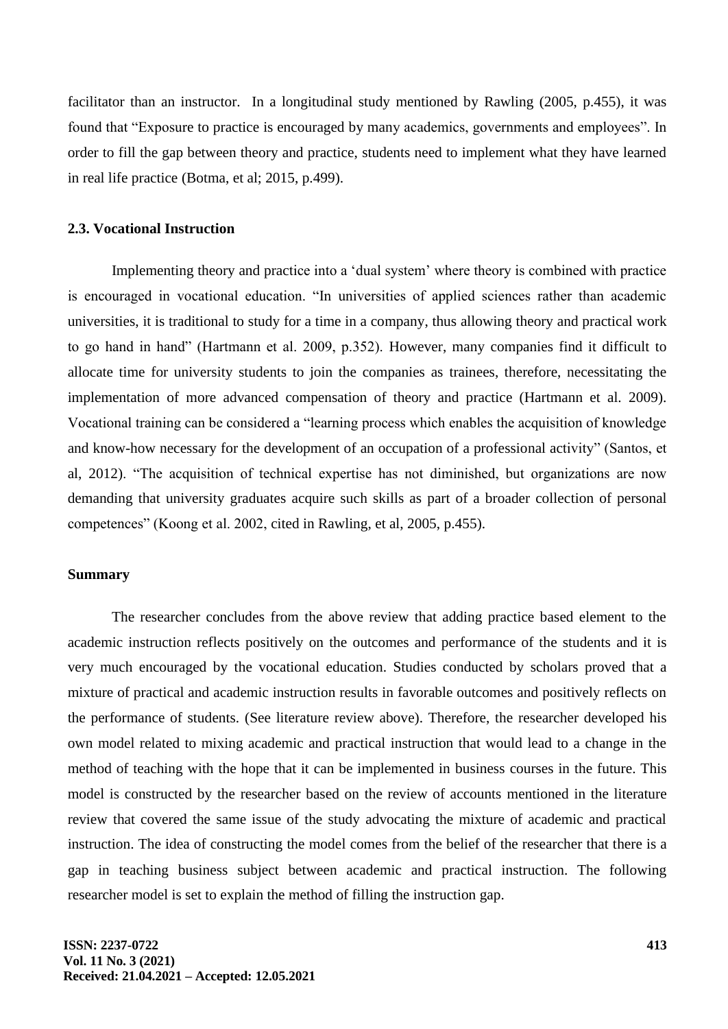facilitator than an instructor. In a longitudinal study mentioned by Rawling (2005, p.455), it was found that "Exposure to practice is encouraged by many academics, governments and employees". In order to fill the gap between theory and practice, students need to implement what they have learned in real life practice (Botma, et al; 2015, p.499).

### 2.3. Vocational Instruction

Implementing theory and practice into a 'dual system' where theory is combined with practice is encouraged in vocational education. "In universities of applied sciences rather than academic universities, it is traditional to study for a time in a company, thus allowing theory and practical work to go hand in hand" (Hartmann et al. 2009, p.352). However, many companies find it difficult to allocate time for university students to join the companies as trainees, therefore, necessitating the implementation of more advanced compensation of theory and practice (Hartmann et al. 2009). Vocational training can be considered a "learning process which enables the acquisition of knowledge and know-how necessary for the development of an occupation of a professional activity" (Santos, et al, 2012). "The acquisition of technical expertise has not diminished, but organizations are now demanding that university graduates acquire such skills as part of a broader collection of personal competences" (Koong et al. 2002, cited in Rawling, et al, 2005, p.455).

### Summary

The researcher concludes from the above review that adding practice based element to the academic instruction reflects positively on the outcomes and performance of the students and it is very much encouraged by the vocational education. Studies conducted by scholars proved that a mixture of practical and academic instruction results in favorable outcomes and positively reflects on the performance of students. (See literature review above). Therefore, the researcher developed his own model related to mixing academic and practical instruction that would lead to a change in the method of teaching with the hope that it can be implemented in business courses in the future. This model is constructed by the researcher based on the review of accounts mentioned in the literature review that covered the same issue of the study advocating the mixture of academic and practical instruction. The idea of constructing the model comes from the belief of the researcher that there is a gap in teaching business subject between academic and practical instruction. The following researcher model is set to explain the method of filling the instruction gap.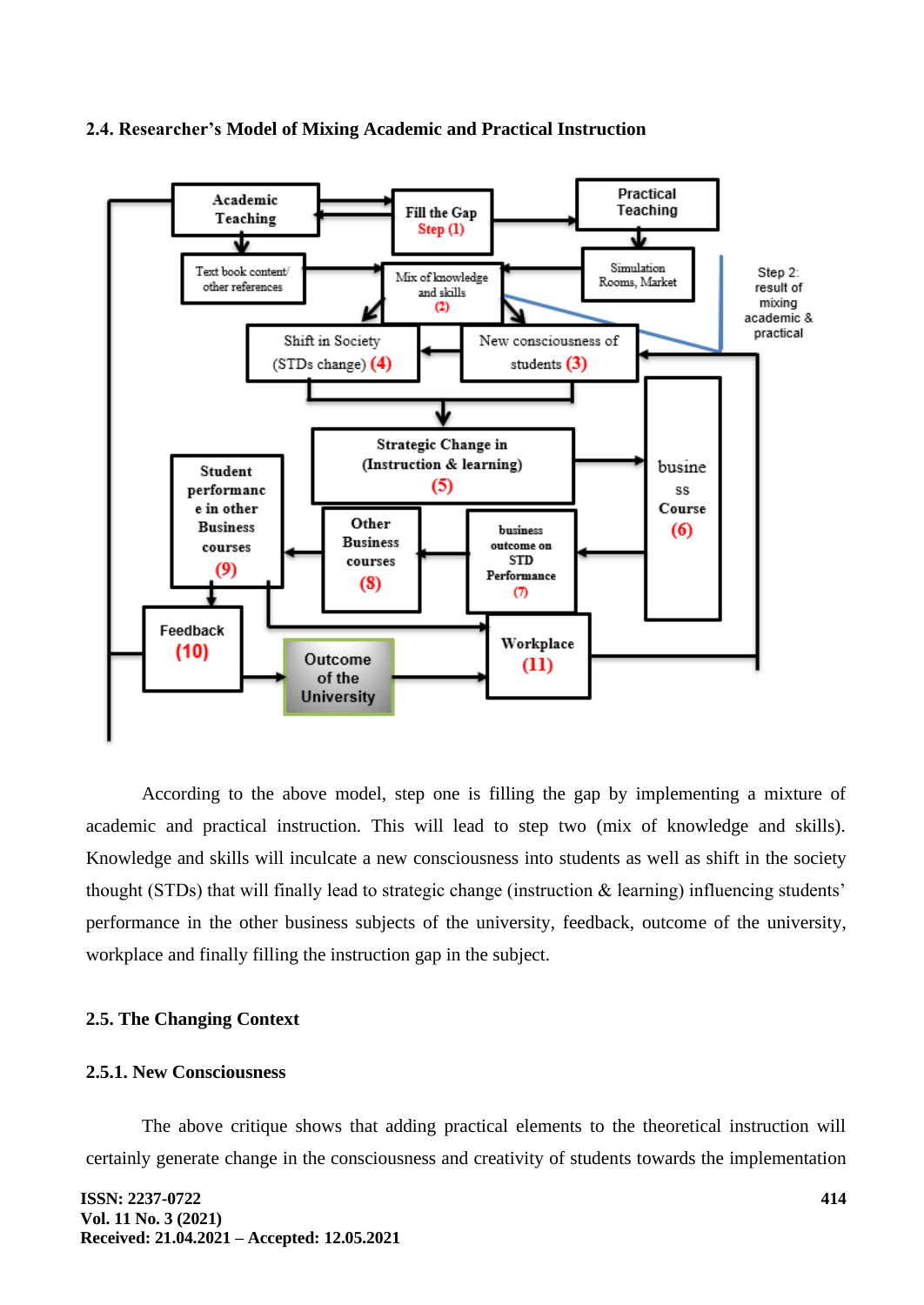### 2.4. Researcher's Model of Mixing Academic and Practical Instruction

According to the above model, step one is filling the gap by implementing a mixture of academic and practical instruction. This will lead to step two (mix of knowledge and skills). Knowledge and skills will inculcate a new consciousness into students as well as shift in the society thought (STDs) that will finally lead to strategic change (instruction & learning) influencing students' performance in the other business subjects of the university, feedback, outcome of the university, workplace and finally filling the instruction gap in the subject.

### 2.5. The Changing Context

#### 2.5.1. New Consciousness

The above critique shows that adding practical elements to the theoretical instruction will certainly generate change in the consciousness and creativity of students towards the implementation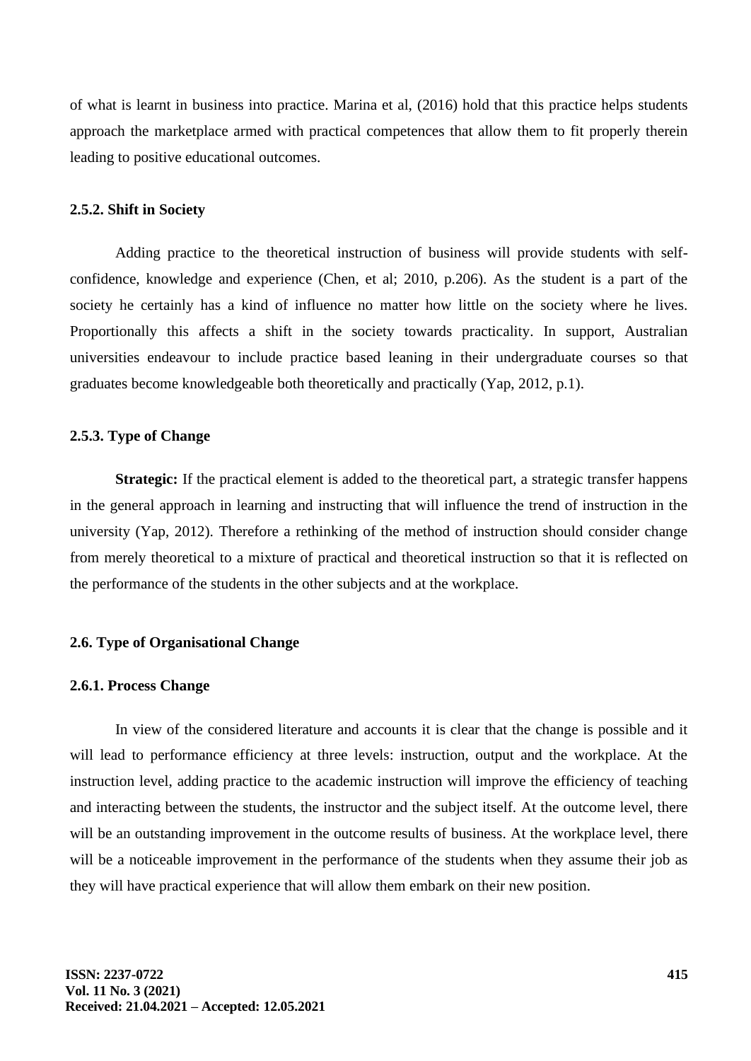of what is learnt in business into practice. Marina et al, (2016) hold that this practice helps students approach the marketplace armed with practical competences that allow them to fit properly therein leading to positive educational outcomes.

### 2.5.2. Shift in Society

Adding practice to the theoretical instruction of business will provide students with self-confidence, knowledge and experience (Chen, et al; 2010, p.206). As the student is a part of the society he certainly has a kind of influence no matter how little on the society where he lives. Proportionally this affects a shift in the society towards practicality. In support, Australian universities endeavour to include practice based leaning in their undergraduate courses so that graduates become knowledgeable both theoretically and practically (Yap, 2012, p.1).

### 2.5.3. Type of Change

**Strategic:** If the practical element is added to the theoretical part, a strategic transfer happens in the general approach in learning and instructing that will influence the trend of instruction in the university (Yap, 2012). Therefore a rethinking of the method of instruction should consider change from merely theoretical to a mixture of practical and theoretical instruction so that it is reflected on the performance of the students in the other subjects and at the workplace.

## 2.6. Type of Organisational Change

### 2.6.1. Process Change

In view of the considered literature and accounts it is clear that the change is possible and it will lead to performance efficiency at three levels: instruction, output and the workplace. At the instruction level, adding practice to the academic instruction will improve the efficiency of teaching and interacting between the students, the instructor and the subject itself. At the outcome level, there will be an outstanding improvement in the outcome results of business. At the workplace level, there will be a noticeable improvement in the performance of the students when they assume their job as they will have practical experience that will allow them embark on their new position.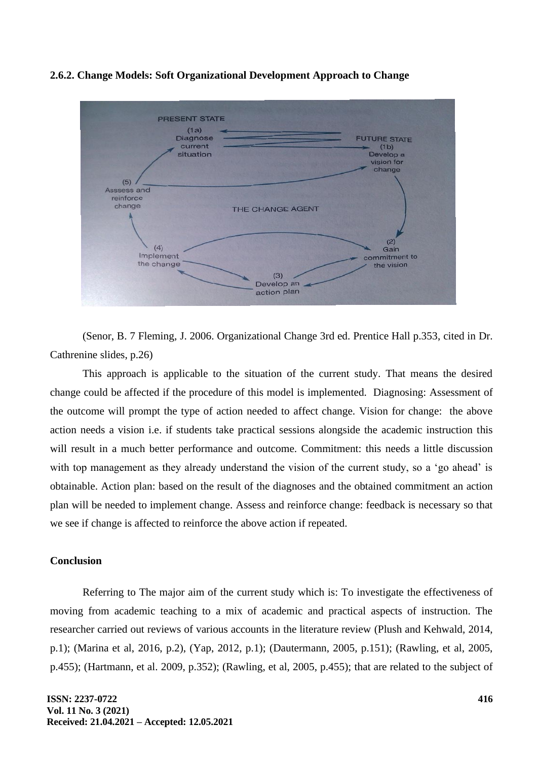### 2.6.2. Change Models: Soft Organizational Development Approach to Change

(Senor, B. 7 Fleming, J. 2006. Organizational Change 3rd ed. Prentice Hall p.353, cited in Dr. Cathrenine slides, p.26)

This approach is applicable to the situation of the current study. That means the desired change could be affected if the procedure of this model is implemented. Diagnosing: Assessment of the outcome will prompt the type of action needed to affect change. Vision for change: the above action needs a vision i.e. if students take practical sessions alongside the academic instruction this will result in a much better performance and outcome. Commitment: this needs a little discussion with top management as they already understand the vision of the current study, so a 'go ahead' is obtainable. Action plan: based on the result of the diagnoses and the obtained commitment an action plan will be needed to implement change. Assess and reinforce change: feedback is necessary so that we see if change is affected to reinforce the above action if repeated.

### Conclusion

Referring to The major aim of the current study which is: To investigate the effectiveness of moving from academic teaching to a mix of academic and practical aspects of instruction. The researcher carried out reviews of various accounts in the literature review (Plush and Kehwald, 2014, p.1); (Marina et al, 2016, p.2), (Yap, 2012, p.1); (Dautermann, 2005, p.151); (Rawling, et al, 2005, p.455); (Hartmann, et al. 2009, p.352); (Rawling, et al, 2005, p.455); that are related to the subject of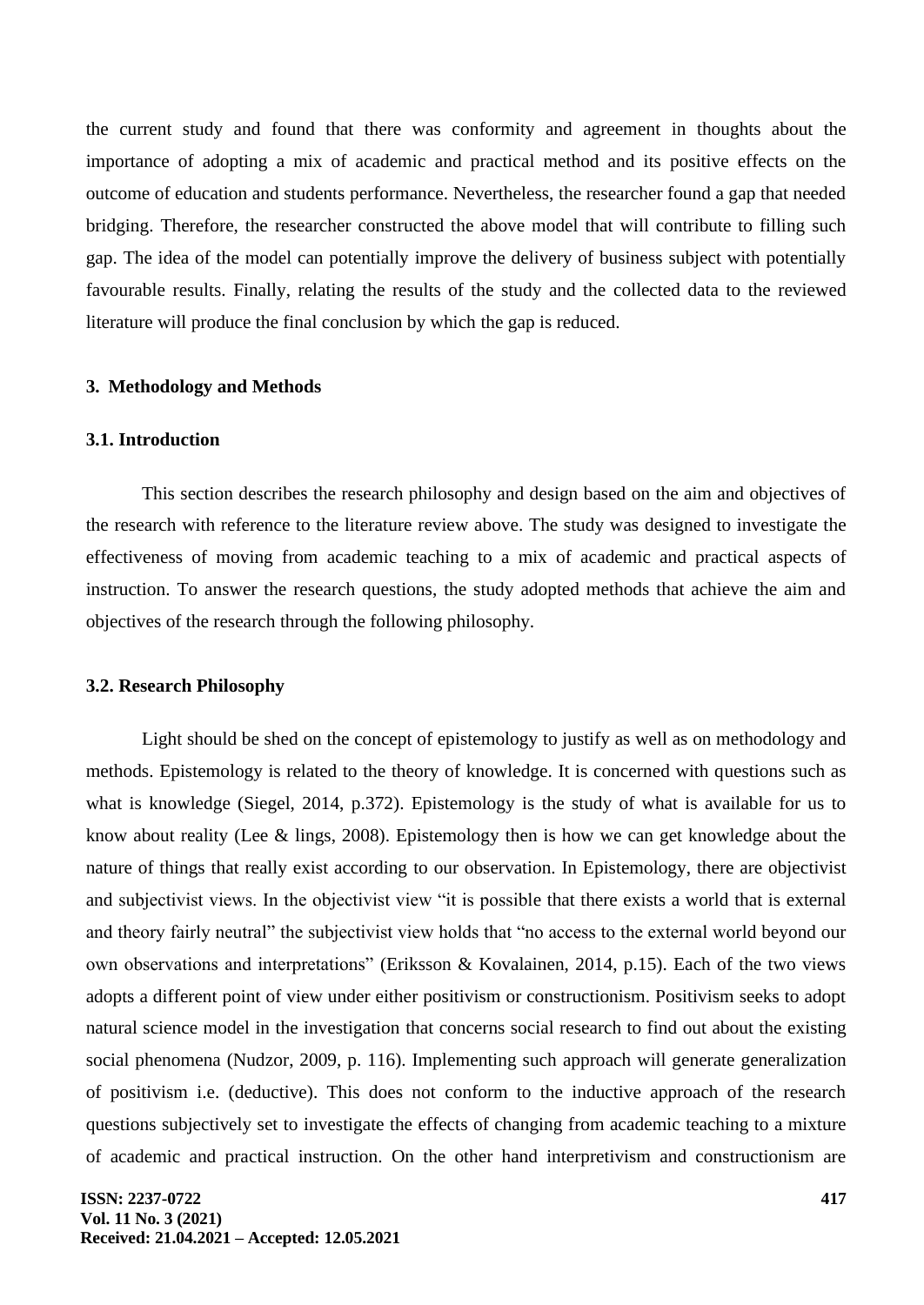the current study and found that there was conformity and agreement in thoughts about the importance of adopting a mix of academic and practical method and its positive effects on the outcome of education and students performance. Nevertheless, the researcher found a gap that needed bridging. Therefore, the researcher constructed the above model that will contribute to filling such gap. The idea of the model can potentially improve the delivery of business subject with potentially favourable results. Finally, relating the results of the study and the collected data to the reviewed literature will produce the final conclusion by which the gap is reduced.

## 3. Methodology and Methods

### 3.1. Introduction

This section describes the research philosophy and design based on the aim and objectives of the research with reference to the literature review above. The study was designed to investigate the effectiveness of moving from academic teaching to a mix of academic and practical aspects of instruction. To answer the research questions, the study adopted methods that achieve the aim and objectives of the research through the following philosophy.

### 3.2. Research Philosophy

Light should be shed on the concept of epistemology to justify as well as on methodology and methods. Epistemology is related to the theory of knowledge. It is concerned with questions such as what is knowledge (Siegel, 2014, p.372). Epistemology is the study of what is available for us to know about reality (Lee & lings, 2008). Epistemology then is how we can get knowledge about the nature of things that really exist according to our observation. In Epistemology, there are objectivist and subjectivist views. In the objectivist view "it is possible that there exists a world that is external and theory fairly neutral" the subjectivist view holds that "no access to the external world beyond our own observations and interpretations" (Eriksson & Kovalainen, 2014, p.15). Each of the two views adopts a different point of view under either positivism or constructionism. Positivism seeks to adopt natural science model in the investigation that concerns social research to find out about the existing social phenomena (Nudzor, 2009, p. 116). Implementing such approach will generate generalization of positivism i.e. (deductive). This does not conform to the inductive approach of the research questions subjectively set to investigate the effects of changing from academic teaching to a mixture of academic and practical instruction. On the other hand interpretivism and constructionism are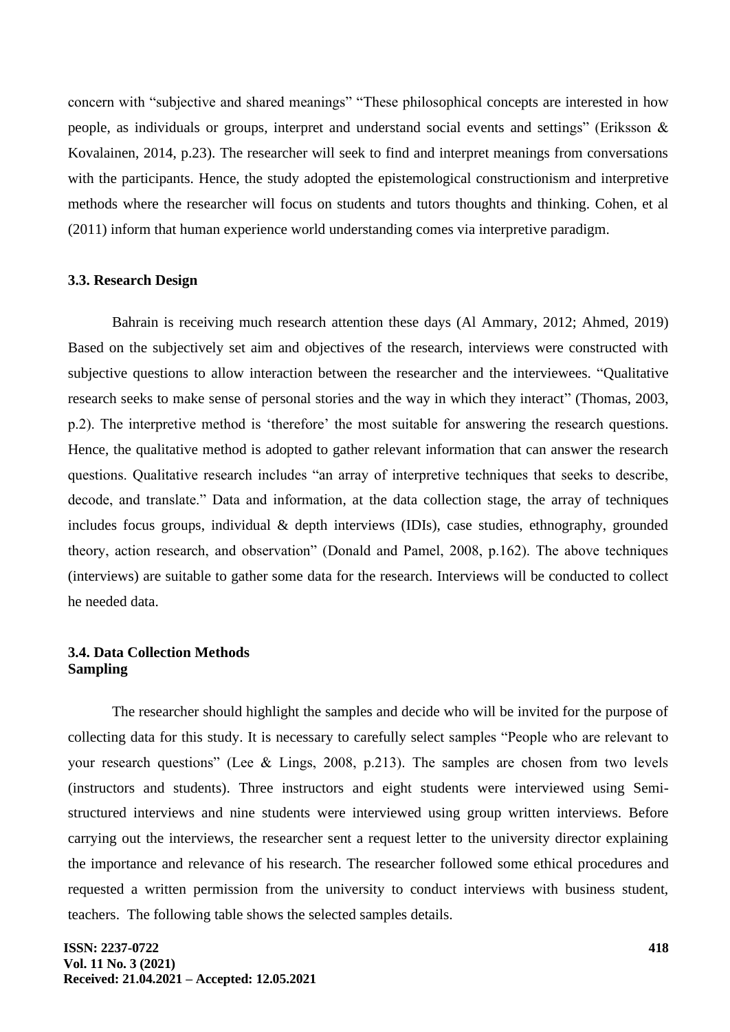concern with "subjective and shared meanings" "These philosophical concepts are interested in how people, as individuals or groups, interpret and understand social events and settings" (Eriksson & Kovalainen, 2014, p.23). The researcher will seek to find and interpret meanings from conversations with the participants. Hence, the study adopted the epistemological constructionism and interpretive methods where the researcher will focus on students and tutors thoughts and thinking. Cohen, et al (2011) inform that human experience world understanding comes via interpretive paradigm.

### 3.3. Research Design

Bahrain is receiving much research attention these days (Al Ammary, 2012; Ahmed, 2019) Based on the subjectively set aim and objectives of the research, interviews were constructed with subjective questions to allow interaction between the researcher and the interviewees. "Qualitative research seeks to make sense of personal stories and the way in which they interact" (Thomas, 2003, p.2). The interpretive method is 'therefore' the most suitable for answering the research questions. Hence, the qualitative method is adopted to gather relevant information that can answer the research questions. Qualitative research includes "an array of interpretive techniques that seeks to describe, decode, and translate." Data and information, at the data collection stage, the array of techniques includes focus groups, individual & depth interviews (IDIs), case studies, ethnography, grounded theory, action research, and observation" (Donald and Pamel, 2008, p.162). The above techniques (interviews) are suitable to gather some data for the research. Interviews will be conducted to collect he needed data.

### 3.4. Data Collection Methods

**Sampling**

The researcher should highlight the samples and decide who will be invited for the purpose of collecting data for this study. It is necessary to carefully select samples "People who are relevant to your research questions" (Lee & Lings, 2008, p.213). The samples are chosen from two levels (instructors and students). Three instructors and eight students were interviewed using Semi-structured interviews and nine students were interviewed using group written interviews. Before carrying out the interviews, the researcher sent a request letter to the university director explaining the importance and relevance of his research. The researcher followed some ethical procedures and requested a written permission from the university to conduct interviews with business student, teachers. The following table shows the selected samples details.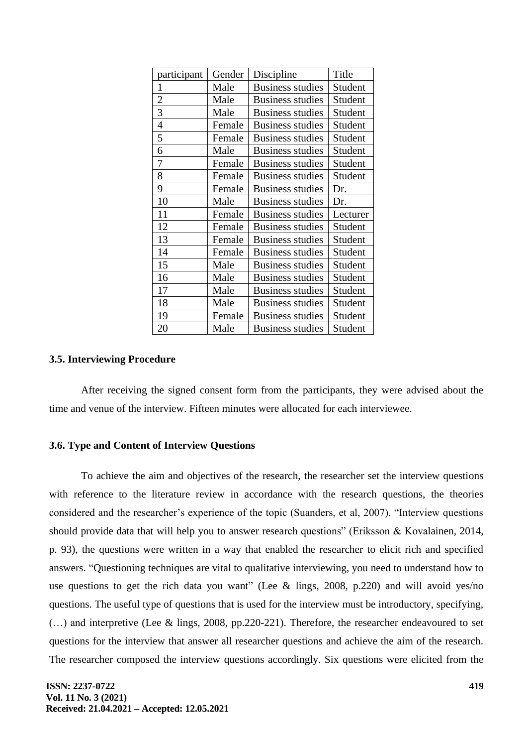| participant | Gender | Discipline | Title |
|---|---|---|---|
| 1 | Male | Business studies | Student |
| 2 | Male | Business studies | Student |
| 3 | Male | Business studies | Student |
| 4 | Female | Business studies | Student |
| 5 | Female | Business studies | Student |
| 6 | Male | Business studies | Student |
| 7 | Female | Business studies | Student |
| 8 | Female | Business studies | Student |
| 9 | Female | Business studies | Dr. |
| 10 | Male | Business studies | Dr. |
| 11 | Female | Business studies | Lecturer |
| 12 | Female | Business studies | Student |
| 13 | Female | Business studies | Student |
| 14 | Female | Business studies | Student |
| 15 | Male | Business studies | Student |
| 16 | Male | Business studies | Student |
| 17 | Male | Business studies | Student |
| 18 | Male | Business studies | Student |
| 19 | Female | Business studies | Student |
| 20 | Male | Business studies | Student |

### 3.5. Interviewing Procedure

After receiving the signed consent form from the participants, they were advised about the time and venue of the interview. Fifteen minutes were allocated for each interviewee.

### 3.6. Type and Content of Interview Questions

To achieve the aim and objectives of the research, the researcher set the interview questions with reference to the literature review in accordance with the research questions, the theories considered and the researcher's experience of the topic (Suanders, et al, 2007). "Interview questions should provide data that will help you to answer research questions" (Eriksson & Kovalainen, 2014, p. 93), the questions were written in a way that enabled the researcher to elicit rich and specified answers. "Questioning techniques are vital to qualitative interviewing, you need to understand how to use questions to get the rich data you want" (Lee & lings, 2008, p.220) and will avoid yes/no questions. The useful type of questions that is used for the interview must be introductory, specifying, (…) and interpretive (Lee & lings, 2008, pp.220-221). Therefore, the researcher endeavoured to set questions for the interview that answer all researcher questions and achieve the aim of the research. The researcher composed the interview questions accordingly. Six questions were elicited from the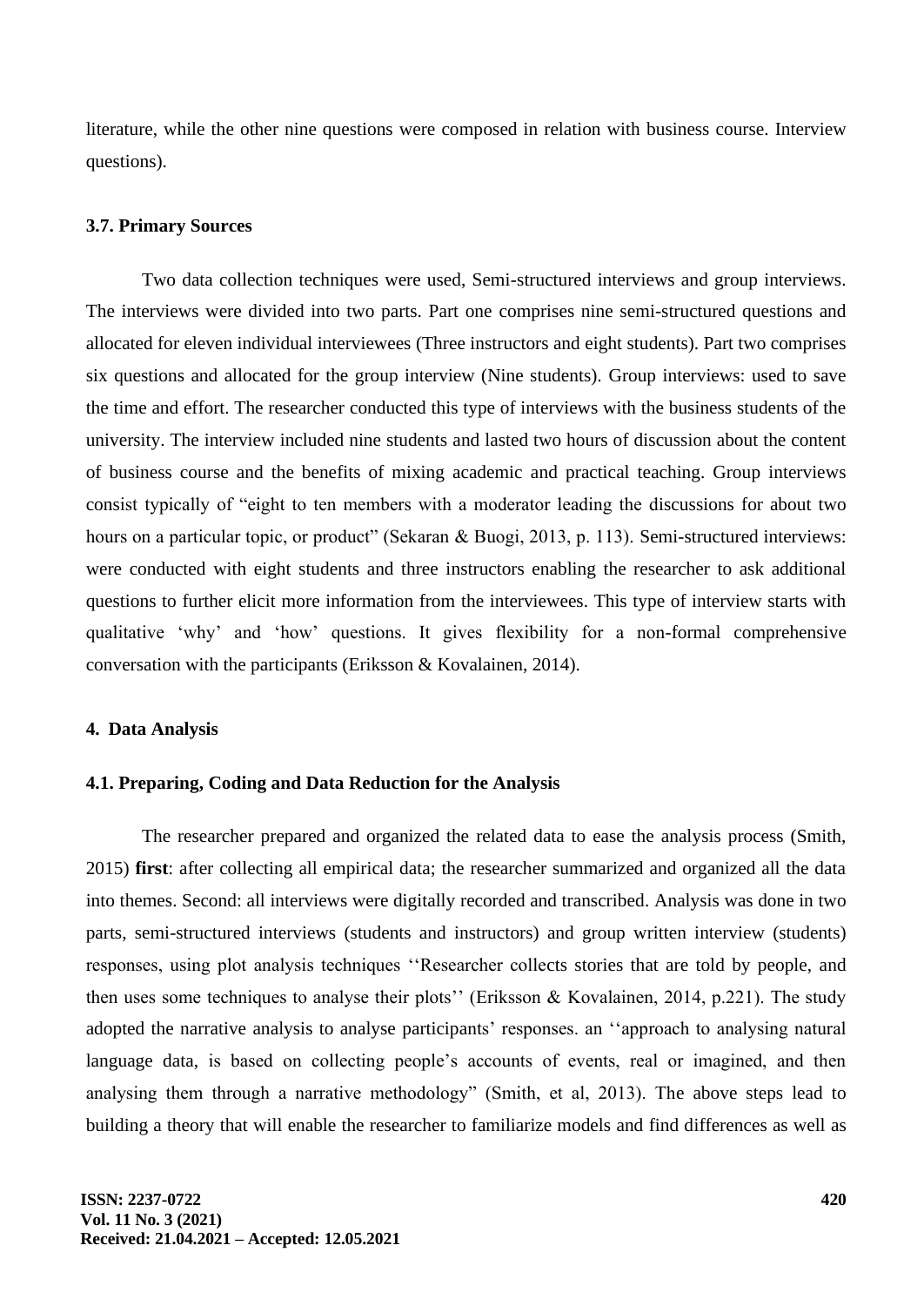literature, while the other nine questions were composed in relation with business course. Interview questions).

### 3.7. Primary Sources

Two data collection techniques were used, Semi-structured interviews and group interviews. The interviews were divided into two parts. Part one comprises nine semi-structured questions and allocated for eleven individual interviewees (Three instructors and eight students). Part two comprises six questions and allocated for the group interview (Nine students). Group interviews: used to save the time and effort. The researcher conducted this type of interviews with the business students of the university. The interview included nine students and lasted two hours of discussion about the content of business course and the benefits of mixing academic and practical teaching. Group interviews consist typically of "eight to ten members with a moderator leading the discussions for about two hours on a particular topic, or product" (Sekaran & Buogi, 2013, p. 113). Semi-structured interviews: were conducted with eight students and three instructors enabling the researcher to ask additional questions to further elicit more information from the interviewees. This type of interview starts with qualitative 'why' and 'how' questions. It gives flexibility for a non-formal comprehensive conversation with the participants (Eriksson & Kovalainen, 2014).

## 4. Data Analysis

### 4.1. Preparing, Coding and Data Reduction for the Analysis

The researcher prepared and organized the related data to ease the analysis process (Smith, 2015) **first**: after collecting all empirical data; the researcher summarized and organized all the data into themes. Second: all interviews were digitally recorded and transcribed. Analysis was done in two parts, semi-structured interviews (students and instructors) and group written interview (students) responses, using plot analysis techniques ''Researcher collects stories that are told by people, and then uses some techniques to analyse their plots'' (Eriksson & Kovalainen, 2014, p.221). The study adopted the narrative analysis to analyse participants' responses. an ''approach to analysing natural language data, is based on collecting people's accounts of events, real or imagined, and then analysing them through a narrative methodology" (Smith, et al, 2013). The above steps lead to building a theory that will enable the researcher to familiarize models and find differences as well as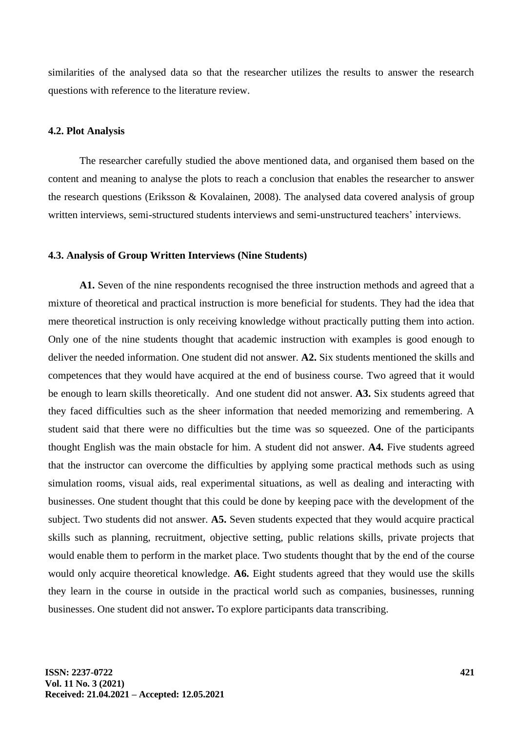similarities of the analysed data so that the researcher utilizes the results to answer the research questions with reference to the literature review.

### 4.2. Plot Analysis

The researcher carefully studied the above mentioned data, and organised them based on the content and meaning to analyse the plots to reach a conclusion that enables the researcher to answer the research questions (Eriksson & Kovalainen, 2008). The analysed data covered analysis of group written interviews, semi-structured students interviews and semi-unstructured teachers' interviews.

### 4.3. Analysis of Group Written Interviews (Nine Students)

**A1.** Seven of the nine respondents recognised the three instruction methods and agreed that a mixture of theoretical and practical instruction is more beneficial for students. They had the idea that mere theoretical instruction is only receiving knowledge without practically putting them into action. Only one of the nine students thought that academic instruction with examples is good enough to deliver the needed information. One student did not answer. **A2.** Six students mentioned the skills and competences that they would have acquired at the end of business course. Two agreed that it would be enough to learn skills theoretically. And one student did not answer. **A3.** Six students agreed that they faced difficulties such as the sheer information that needed memorizing and remembering. A student said that there were no difficulties but the time was so squeezed. One of the participants thought English was the main obstacle for him. A student did not answer. **A4.** Five students agreed that the instructor can overcome the difficulties by applying some practical methods such as using simulation rooms, visual aids, real experimental situations, as well as dealing and interacting with businesses. One student thought that this could be done by keeping pace with the development of the subject. Two students did not answer. **A5.** Seven students expected that they would acquire practical skills such as planning, recruitment, objective setting, public relations skills, private projects that would enable them to perform in the market place. Two students thought that by the end of the course would only acquire theoretical knowledge. **A6.** Eight students agreed that they would use the skills they learn in the course in outside in the practical world such as companies, businesses, running businesses. One student did not answer**.** To explore participants data transcribing.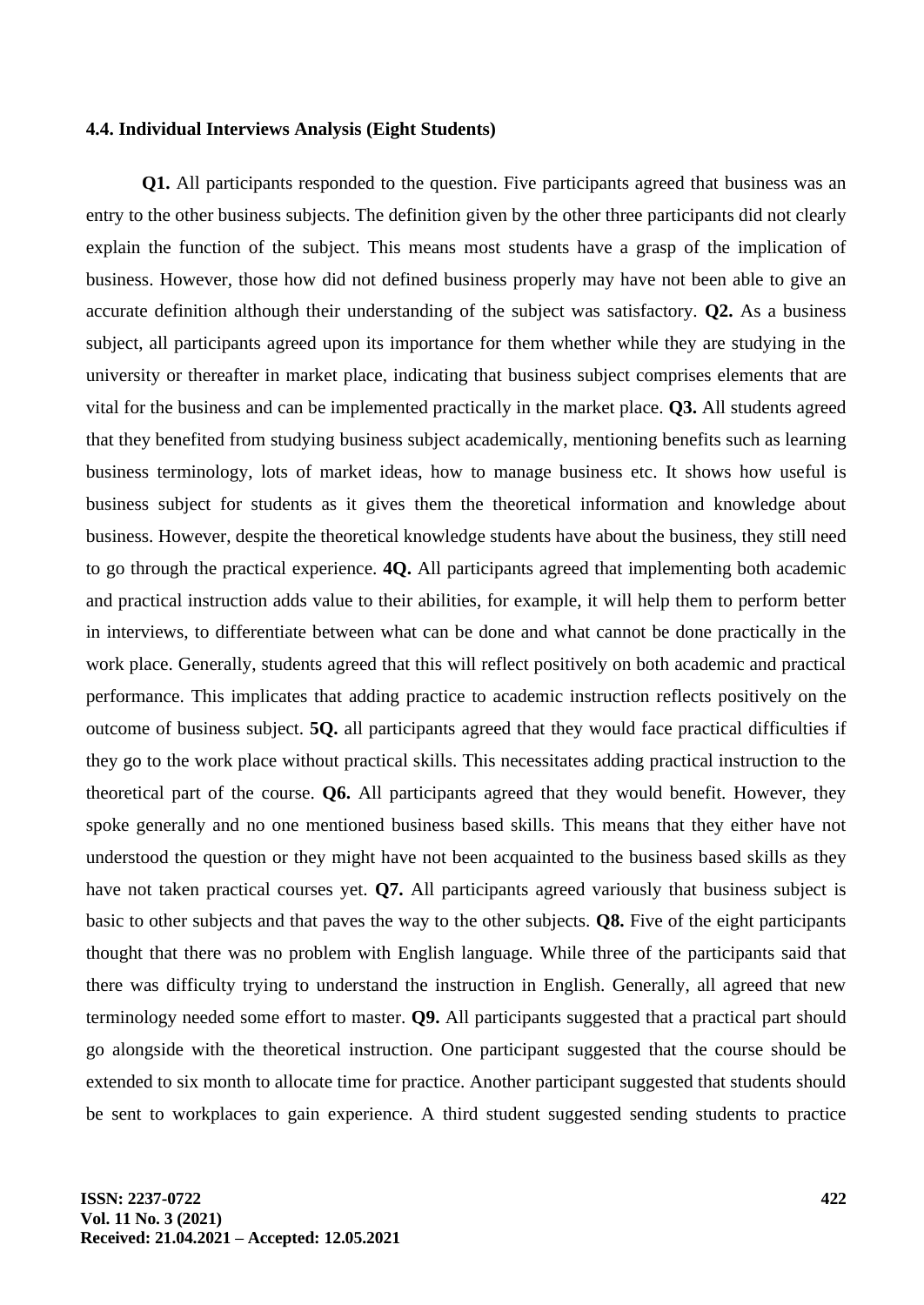### 4.4. Individual Interviews Analysis (Eight Students)

**Q1.** All participants responded to the question. Five participants agreed that business was an entry to the other business subjects. The definition given by the other three participants did not clearly explain the function of the subject. This means most students have a grasp of the implication of business. However, those how did not defined business properly may have not been able to give an accurate definition although their understanding of the subject was satisfactory. **Q2.** As a business subject, all participants agreed upon its importance for them whether while they are studying in the university or thereafter in market place, indicating that business subject comprises elements that are vital for the business and can be implemented practically in the market place. **Q3.** All students agreed that they benefited from studying business subject academically, mentioning benefits such as learning business terminology, lots of market ideas, how to manage business etc. It shows how useful is business subject for students as it gives them the theoretical information and knowledge about business. However, despite the theoretical knowledge students have about the business, they still need to go through the practical experience. **4Q.** All participants agreed that implementing both academic and practical instruction adds value to their abilities, for example, it will help them to perform better in interviews, to differentiate between what can be done and what cannot be done practically in the work place. Generally, students agreed that this will reflect positively on both academic and practical performance. This implicates that adding practice to academic instruction reflects positively on the outcome of business subject. **5Q.** all participants agreed that they would face practical difficulties if they go to the work place without practical skills. This necessitates adding practical instruction to the theoretical part of the course. **Q6.** All participants agreed that they would benefit. However, they spoke generally and no one mentioned business based skills. This means that they either have not understood the question or they might have not been acquainted to the business based skills as they have not taken practical courses yet. **Q7.** All participants agreed variously that business subject is basic to other subjects and that paves the way to the other subjects. **Q8.** Five of the eight participants thought that there was no problem with English language. While three of the participants said that there was difficulty trying to understand the instruction in English. Generally, all agreed that new terminology needed some effort to master. **Q9.** All participants suggested that a practical part should go alongside with the theoretical instruction. One participant suggested that the course should be extended to six month to allocate time for practice. Another participant suggested that students should be sent to workplaces to gain experience. A third student suggested sending students to practice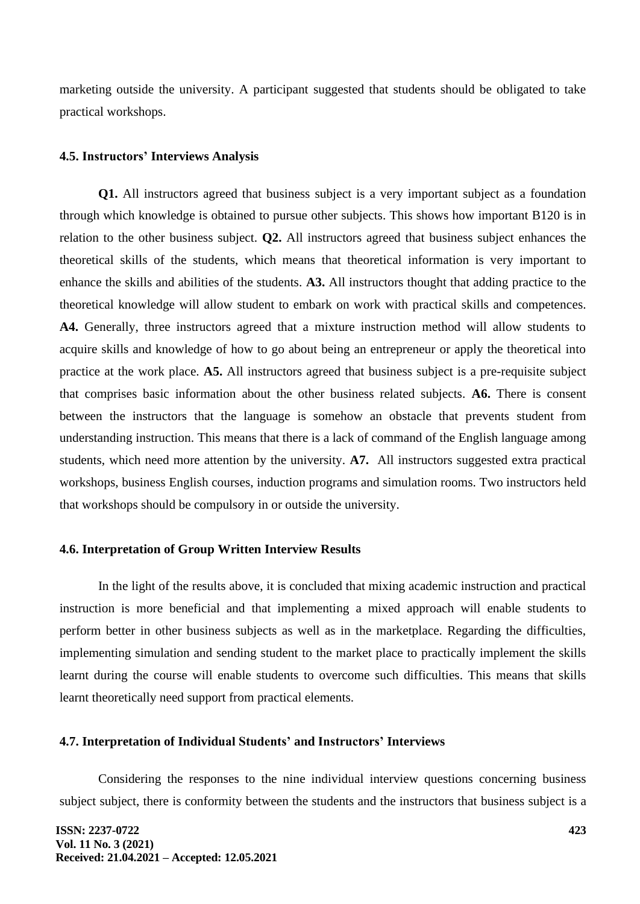marketing outside the university. A participant suggested that students should be obligated to take practical workshops.

### 4.5. Instructors' Interviews Analysis

**Q1.** All instructors agreed that business subject is a very important subject as a foundation through which knowledge is obtained to pursue other subjects. This shows how important B120 is in relation to the other business subject. **Q2.** All instructors agreed that business subject enhances the theoretical skills of the students, which means that theoretical information is very important to enhance the skills and abilities of the students. **A3.** All instructors thought that adding practice to the theoretical knowledge will allow student to embark on work with practical skills and competences. **A4.** Generally, three instructors agreed that a mixture instruction method will allow students to acquire skills and knowledge of how to go about being an entrepreneur or apply the theoretical into practice at the work place. **A5.** All instructors agreed that business subject is a pre-requisite subject that comprises basic information about the other business related subjects. **A6.** There is consent between the instructors that the language is somehow an obstacle that prevents student from understanding instruction. This means that there is a lack of command of the English language among students, which need more attention by the university. **A7.** All instructors suggested extra practical workshops, business English courses, induction programs and simulation rooms. Two instructors held that workshops should be compulsory in or outside the university.

### 4.6. Interpretation of Group Written Interview Results

In the light of the results above, it is concluded that mixing academic instruction and practical instruction is more beneficial and that implementing a mixed approach will enable students to perform better in other business subjects as well as in the marketplace. Regarding the difficulties, implementing simulation and sending student to the market place to practically implement the skills learnt during the course will enable students to overcome such difficulties. This means that skills learnt theoretically need support from practical elements.

### 4.7. Interpretation of Individual Students' and Instructors' Interviews

Considering the responses to the nine individual interview questions concerning business subject subject, there is conformity between the students and the instructors that business subject is a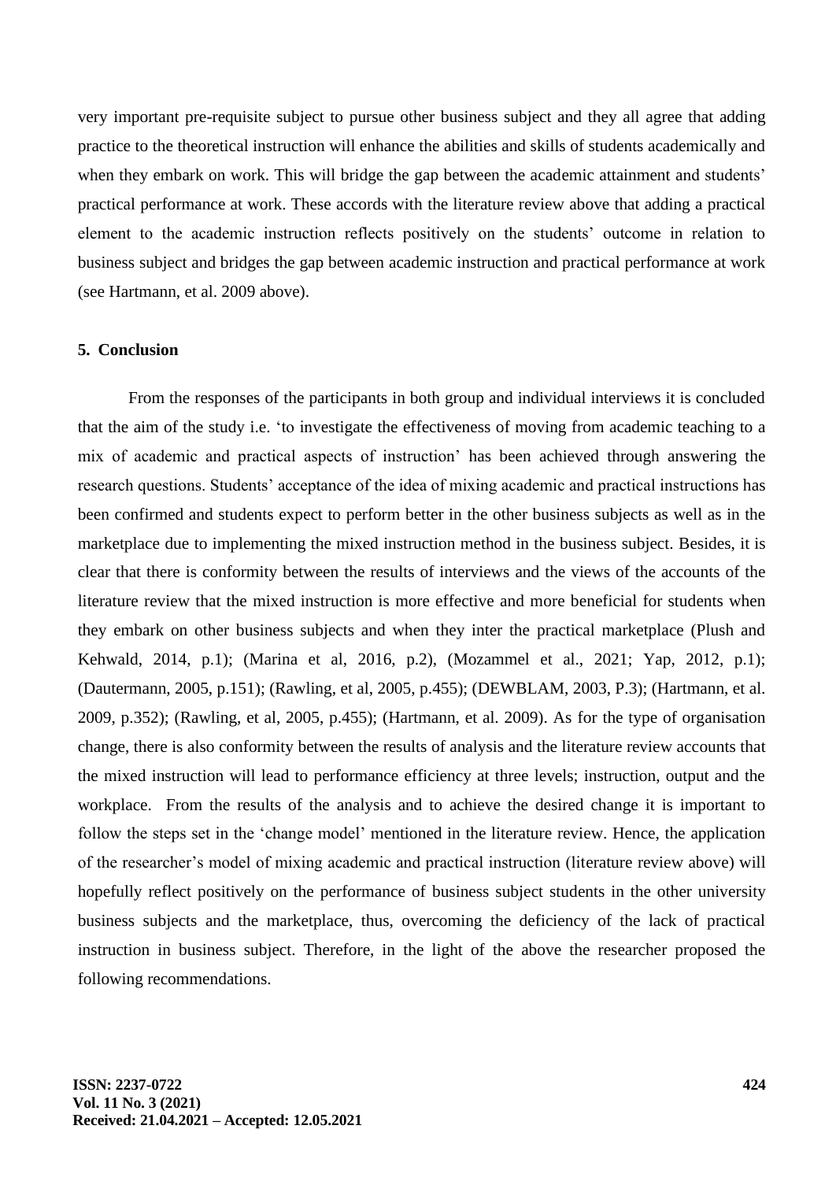very important pre-requisite subject to pursue other business subject and they all agree that adding practice to the theoretical instruction will enhance the abilities and skills of students academically and when they embark on work. This will bridge the gap between the academic attainment and students' practical performance at work. These accords with the literature review above that adding a practical element to the academic instruction reflects positively on the students' outcome in relation to business subject and bridges the gap between academic instruction and practical performance at work (see Hartmann, et al. 2009 above).

## 5. Conclusion

From the responses of the participants in both group and individual interviews it is concluded that the aim of the study i.e. 'to investigate the effectiveness of moving from academic teaching to a mix of academic and practical aspects of instruction' has been achieved through answering the research questions. Students' acceptance of the idea of mixing academic and practical instructions has been confirmed and students expect to perform better in the other business subjects as well as in the marketplace due to implementing the mixed instruction method in the business subject. Besides, it is clear that there is conformity between the results of interviews and the views of the accounts of the literature review that the mixed instruction is more effective and more beneficial for students when they embark on other business subjects and when they inter the practical marketplace (Plush and Kehwald, 2014, p.1); (Marina et al, 2016, p.2), (Mozammel et al., 2021; Yap, 2012, p.1); (Dautermann, 2005, p.151); (Rawling, et al, 2005, p.455); (DEWBLAM, 2003, P.3); (Hartmann, et al. 2009, p.352); (Rawling, et al, 2005, p.455); (Hartmann, et al. 2009). As for the type of organisation change, there is also conformity between the results of analysis and the literature review accounts that the mixed instruction will lead to performance efficiency at three levels; instruction, output and the workplace. From the results of the analysis and to achieve the desired change it is important to follow the steps set in the 'change model' mentioned in the literature review. Hence, the application of the researcher's model of mixing academic and practical instruction (literature review above) will hopefully reflect positively on the performance of business subject students in the other university business subjects and the marketplace, thus, overcoming the deficiency of the lack of practical instruction in business subject. Therefore, in the light of the above the researcher proposed the following recommendations.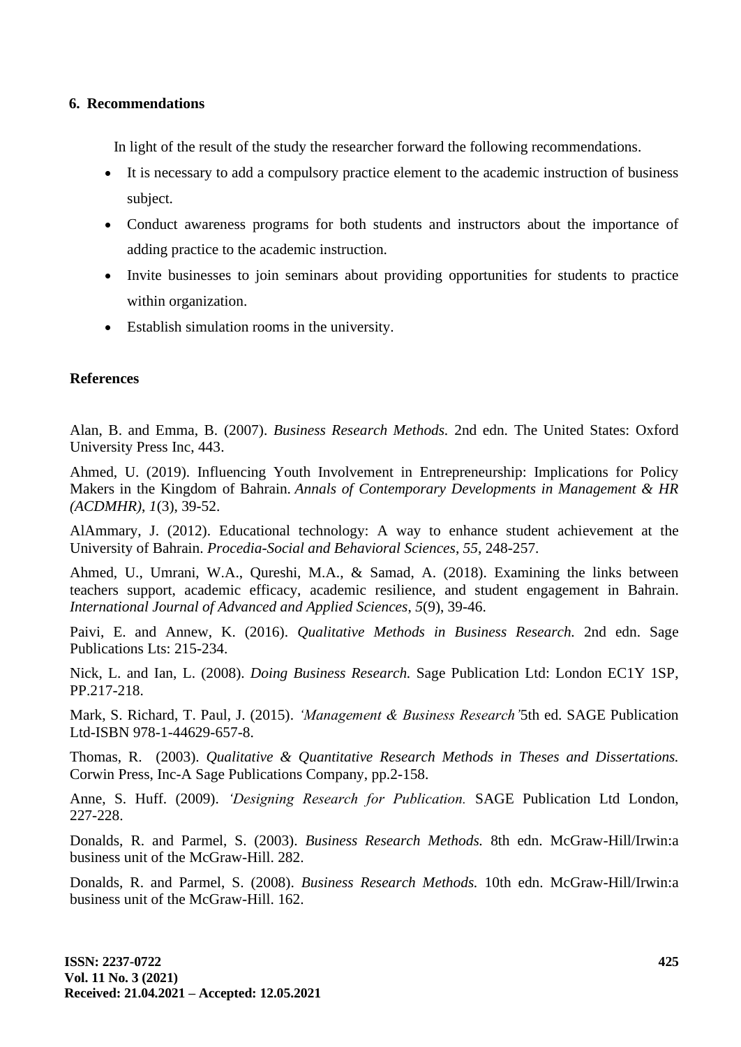## 6. Recommendations

In light of the result of the study the researcher forward the following recommendations.

- It is necessary to add a compulsory practice element to the academic instruction of business subject.
- Conduct awareness programs for both students and instructors about the importance of adding practice to the academic instruction.
- Invite businesses to join seminars about providing opportunities for students to practice within organization.
- Establish simulation rooms in the university.

## References

Alan, B. and Emma, B. (2007). *Business Research Methods.* 2nd edn. The United States: Oxford University Press Inc, 443.

Ahmed, U. (2019). Influencing Youth Involvement in Entrepreneurship: Implications for Policy Makers in the Kingdom of Bahrain. *Annals of Contemporary Developments in Management & HR (ACDMHR)*, *1*(3), 39-52.

AlAmmary, J. (2012). Educational technology: A way to enhance student achievement at the University of Bahrain. *Procedia-Social and Behavioral Sciences*, *55*, 248-257.

Ahmed, U., Umrani, W.A., Qureshi, M.A., & Samad, A. (2018). Examining the links between teachers support, academic efficacy, academic resilience, and student engagement in Bahrain. *International Journal of Advanced and Applied Sciences*, *5*(9), 39-46.

Paivi, E. and Annew, K. (2016). *Qualitative Methods in Business Research.* 2nd edn. Sage Publications Lts: 215-234.

Nick, L. and Ian, L. (2008). *Doing Business Research.* Sage Publication Ltd: London EC1Y 1SP, PP.217-218.

Mark, S. Richard, T. Paul, J. (2015). *'Management & Business Research'*5th ed. SAGE Publication Ltd-ISBN 978-1-44629-657-8.

Thomas, R. (2003). *Qualitative & Quantitative Research Methods in Theses and Dissertations.* Corwin Press, Inc-A Sage Publications Company, pp.2-158.

Anne, S. Huff. (2009). *'Designing Research for Publication.* SAGE Publication Ltd London, 227-228.

Donalds, R. and Parmel, S. (2003). *Business Research Methods.* 8th edn. McGraw-Hill/Irwin:a business unit of the McGraw-Hill. 282.

Donalds, R. and Parmel, S. (2008). *Business Research Methods.* 10th edn. McGraw-Hill/Irwin:a business unit of the McGraw-Hill. 162.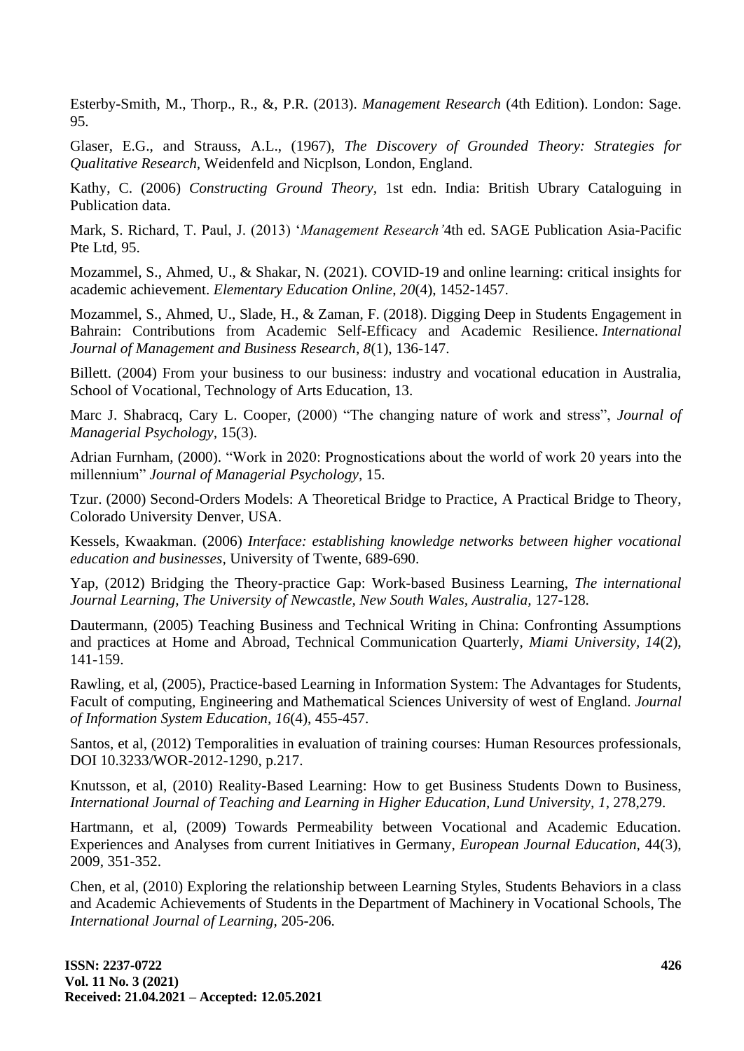Esterby-Smith, M., Thorp., R., &, P.R. (2013). *Management Research* (4th Edition). London: Sage. 95.

Glaser, E.G., and Strauss, A.L., (1967), *The Discovery of Grounded Theory: Strategies for Qualitative Research*, Weidenfeld and Nicplson, London, England.

Kathy, C. (2006) *Constructing Ground Theory*, 1st edn. India: British Ubrary Cataloguing in Publication data.

Mark, S. Richard, T. Paul, J. (2013) '*Management Research'*4th ed. SAGE Publication Asia-Pacific Pte Ltd, 95.

Mozammel, S., Ahmed, U., & Shakar, N. (2021). COVID-19 and online learning: critical insights for academic achievement. *Elementary Education Online*, *20*(4), 1452-1457.

Mozammel, S., Ahmed, U., Slade, H., & Zaman, F. (2018). Digging Deep in Students Engagement in Bahrain: Contributions from Academic Self-Efficacy and Academic Resilience. *International Journal of Management and Business Research*, *8*(1), 136-147.

Billett. (2004) From your business to our business: industry and vocational education in Australia, School of Vocational, Technology of Arts Education, 13.

Marc J. Shabracq, Cary L. Cooper, (2000) "The changing nature of work and stress", *Journal of Managerial Psychology*, 15(3).

Adrian Furnham, (2000). "Work in 2020: Prognostications about the world of work 20 years into the millennium" *Journal of Managerial Psychology*, 15.

Tzur. (2000) Second-Orders Models: A Theoretical Bridge to Practice, A Practical Bridge to Theory, Colorado University Denver, USA.

Kessels, Kwaakman. (2006) *Interface: establishing knowledge networks between higher vocational education and businesses*, University of Twente, 689-690.

Yap, (2012) Bridging the Theory-practice Gap: Work-based Business Learning, *The international Journal Learning, The University of Newcastle, New South Wales, Australia*, 127-128.

Dautermann, (2005) Teaching Business and Technical Writing in China: Confronting Assumptions and practices at Home and Abroad, Technical Communication Quarterly, *Miami University*, *14*(2), 141-159.

Rawling, et al, (2005), Practice-based Learning in Information System: The Advantages for Students, Facult of computing, Engineering and Mathematical Sciences University of west of England. *Journal of Information System Education*, *16*(4), 455-457.

Santos, et al, (2012) Temporalities in evaluation of training courses: Human Resources professionals, DOI 10.3233/WOR-2012-1290, p.217.

Knutsson, et al, (2010) Reality-Based Learning: How to get Business Students Down to Business, *International Journal of Teaching and Learning in Higher Education, Lund University*, *1*, 278,279.

Hartmann, et al, (2009) Towards Permeability between Vocational and Academic Education. Experiences and Analyses from current Initiatives in Germany, *European Journal Education*, 44(3), 2009, 351-352.

Chen, et al, (2010) Exploring the relationship between Learning Styles, Students Behaviors in a class and Academic Achievements of Students in the Department of Machinery in Vocational Schools, The *International Journal of Learning*, 205-206.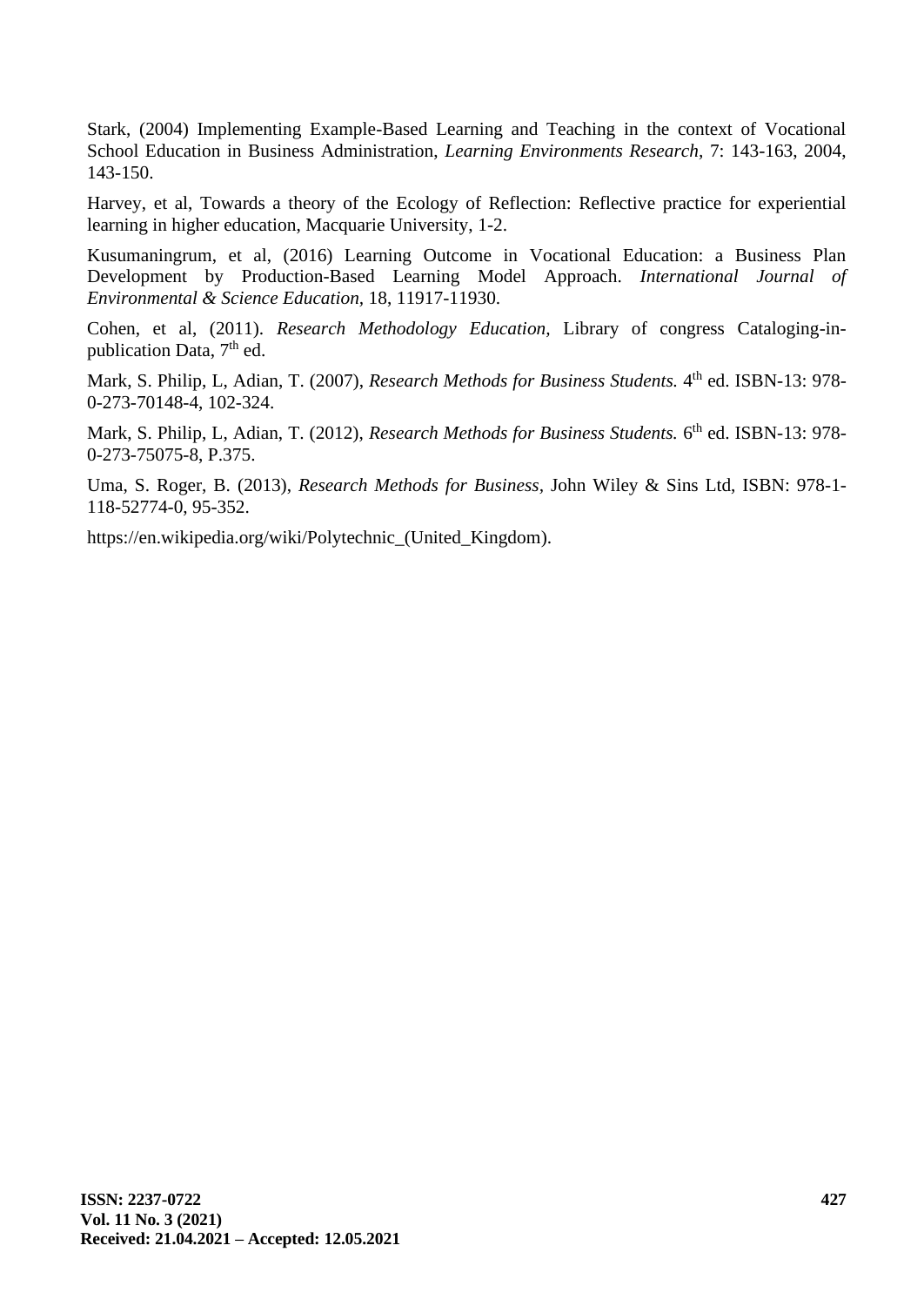Stark, (2004) Implementing Example-Based Learning and Teaching in the context of Vocational School Education in Business Administration, *Learning Environments Research*, 7: 143-163, 2004, 143-150.

Harvey, et al, Towards a theory of the Ecology of Reflection: Reflective practice for experiential learning in higher education, Macquarie University, 1-2.

Kusumaningrum, et al, (2016) Learning Outcome in Vocational Education: a Business Plan Development by Production-Based Learning Model Approach. *International Journal of Environmental & Science Education*, 18, 11917-11930.

Cohen, et al, (2011). *Research Methodology Education,* Library of congress Cataloging-in-publication Data, 7th ed.

Mark, S. Philip, L, Adian, T. (2007), *Research Methods for Business Students.* 4th ed. ISBN-13: 978-0-273-70148-4, 102-324.

Mark, S. Philip, L, Adian, T. (2012), *Research Methods for Business Students.* 6th ed. ISBN-13: 978-0-273-75075-8, P.375.

Uma, S. Roger, B. (2013), *Research Methods for Business,* John Wiley & Sins Ltd, ISBN: 978-1-118-52774-0, 95-352.

https://en.wikipedia.org/wiki/Polytechnic_(United_Kingdom).